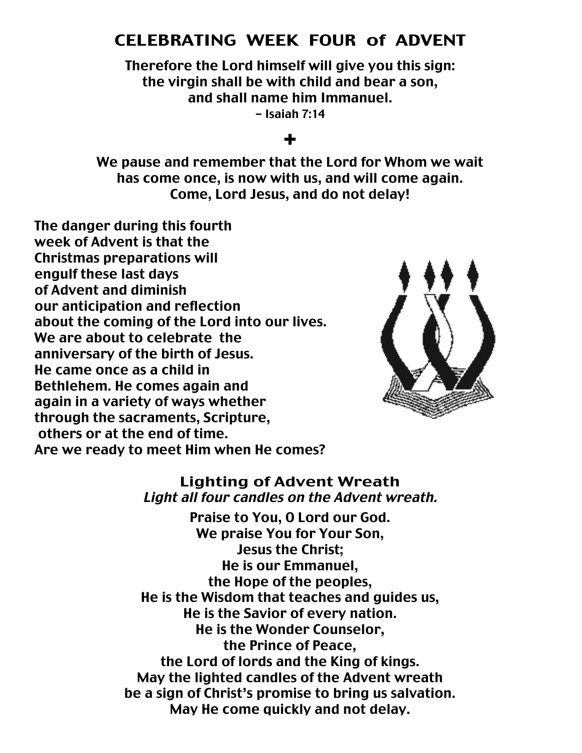# CELEBRATING WEEK FOUR of ADVENT

**Therefore the Lord himself will give you this sign:**
**the virgin shall be with child and bear a son,**
**and shall name him Immanuel.**
**– Isaiah 7:14**

**+**

**We pause and remember that the Lord for Whom we wait**
**has come once, is now with us, and will come again.**
**Come, Lord Jesus, and do not delay!**

**The danger during this fourth week of Advent is that the Christmas preparations will engulf these last days of Advent and diminish our anticipation and reflection about the coming of the Lord into our lives. We are about to celebrate the anniversary of the birth of Jesus. He came once as a child in Bethlehem. He comes again and again in a variety of ways whether through the sacraments, Scripture, others or at the end of time. Are we ready to meet Him when He comes?**

## Lighting of Advent Wreath

*Light all four candles on the Advent wreath.*

**Praise to You, O Lord our God.**
**We praise You for Your Son,**
**Jesus the Christ;**
**He is our Emmanuel,**
**the Hope of the peoples,**
**He is the Wisdom that teaches and guides us,**
**He is the Savior of every nation.**
**He is the Wonder Counselor,**
**the Prince of Peace,**
**the Lord of lords and the King of kings.**
**May the lighted candles of the Advent wreath**
**be a sign of Christ's promise to bring us salvation.**
**May He come quickly and not delay.**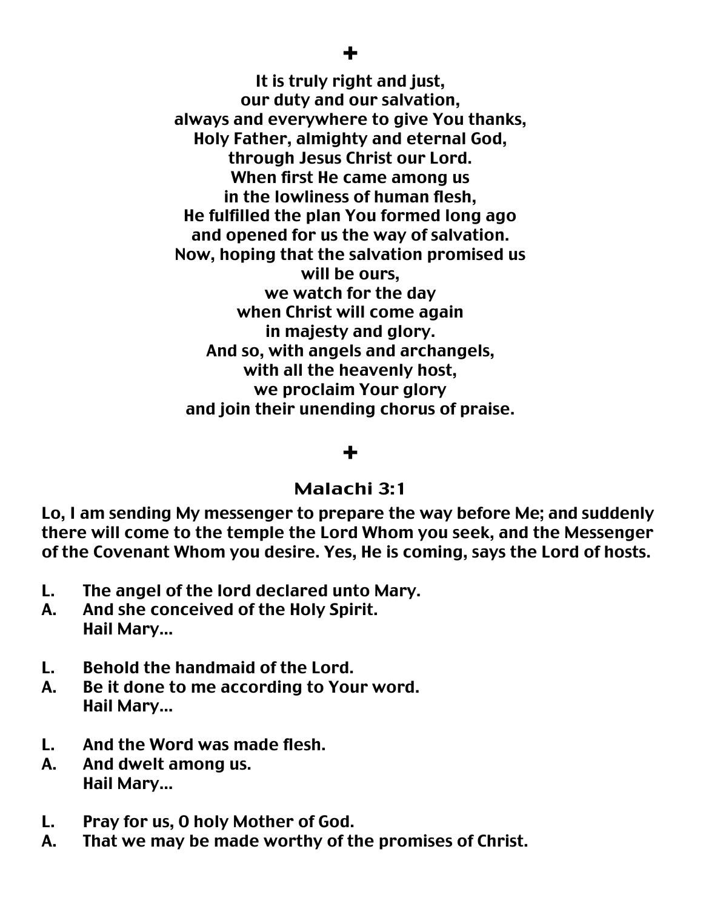+

**It is truly right and just,**
**our duty and our salvation,**
**always and everywhere to give You thanks,**
**Holy Father, almighty and eternal God,**
**through Jesus Christ our Lord.**
**When first He came among us**
**in the lowliness of human flesh,**
**He fulfilled the plan You formed long ago**
**and opened for us the way of salvation.**
**Now, hoping that the salvation promised us**
**will be ours,**
**we watch for the day**
**when Christ will come again**
**in majesty and glory.**
**And so, with angels and archangels,**
**with all the heavenly host,**
**we proclaim Your glory**
**and join their unending chorus of praise.**

+

## Malachi 3:1

**Lo, I am sending My messenger to prepare the way before Me; and suddenly there will come to the temple the Lord Whom you seek, and the Messenger of the Covenant Whom you desire. Yes, He is coming, says the Lord of hosts.**

**L.** **The angel of the lord declared unto Mary.**
**A.** **And she conceived of the Holy Spirit.**
**Hail Mary...**

**L.** **Behold the handmaid of the Lord.**
**A.** **Be it done to me according to Your word.**
**Hail Mary...**

**L.** **And the Word was made flesh.**
**A.** **And dwelt among us.**
**Hail Mary...**

**L.** **Pray for us, O holy Mother of God.**
**A.** **That we may be made worthy of the promises of Christ.**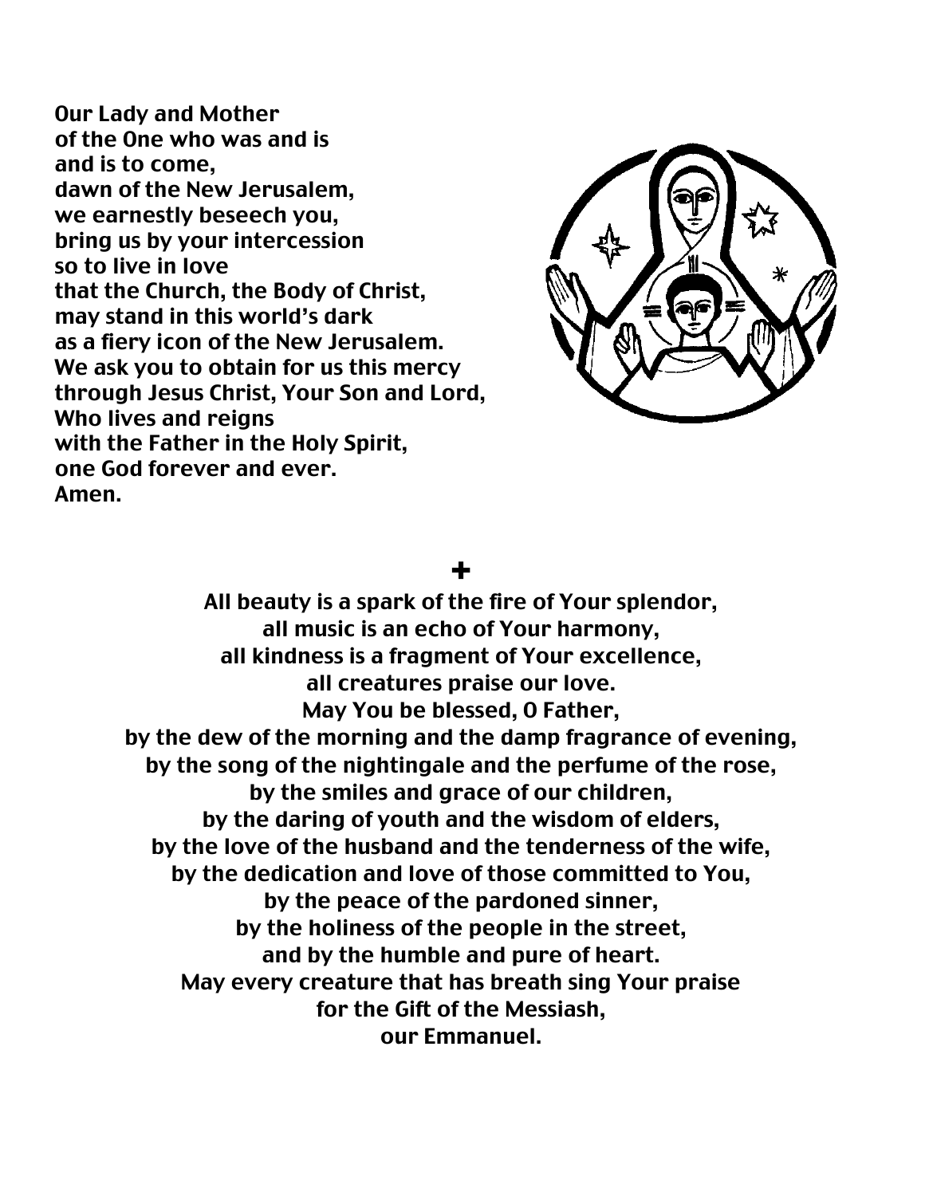**Our Lady and Mother**
**of the One who was and is**
**and is to come,**
**dawn of the New Jerusalem,**
**we earnestly beseech you,**
**bring us by your intercession**
**so to live in love**
**that the Church, the Body of Christ,**
**may stand in this world's dark**
**as a fiery icon of the New Jerusalem.**
**We ask you to obtain for us this mercy**
**through Jesus Christ, Your Son and Lord,**
**Who lives and reigns**
**with the Father in the Holy Spirit,**
**one God forever and ever.**
**Amen.**

**+**

**All beauty is a spark of the fire of Your splendor,**
**all music is an echo of Your harmony,**
**all kindness is a fragment of Your excellence,**
**all creatures praise our love.**
**May You be blessed, O Father,**
**by the dew of the morning and the damp fragrance of evening,**
**by the song of the nightingale and the perfume of the rose,**
**by the smiles and grace of our children,**
**by the daring of youth and the wisdom of elders,**
**by the love of the husband and the tenderness of the wife,**
**by the dedication and love of those committed to You,**
**by the peace of the pardoned sinner,**
**by the holiness of the people in the street,**
**and by the humble and pure of heart.**
**May every creature that has breath sing Your praise**
**for the Gift of the Messiash,**
**our Emmanuel.**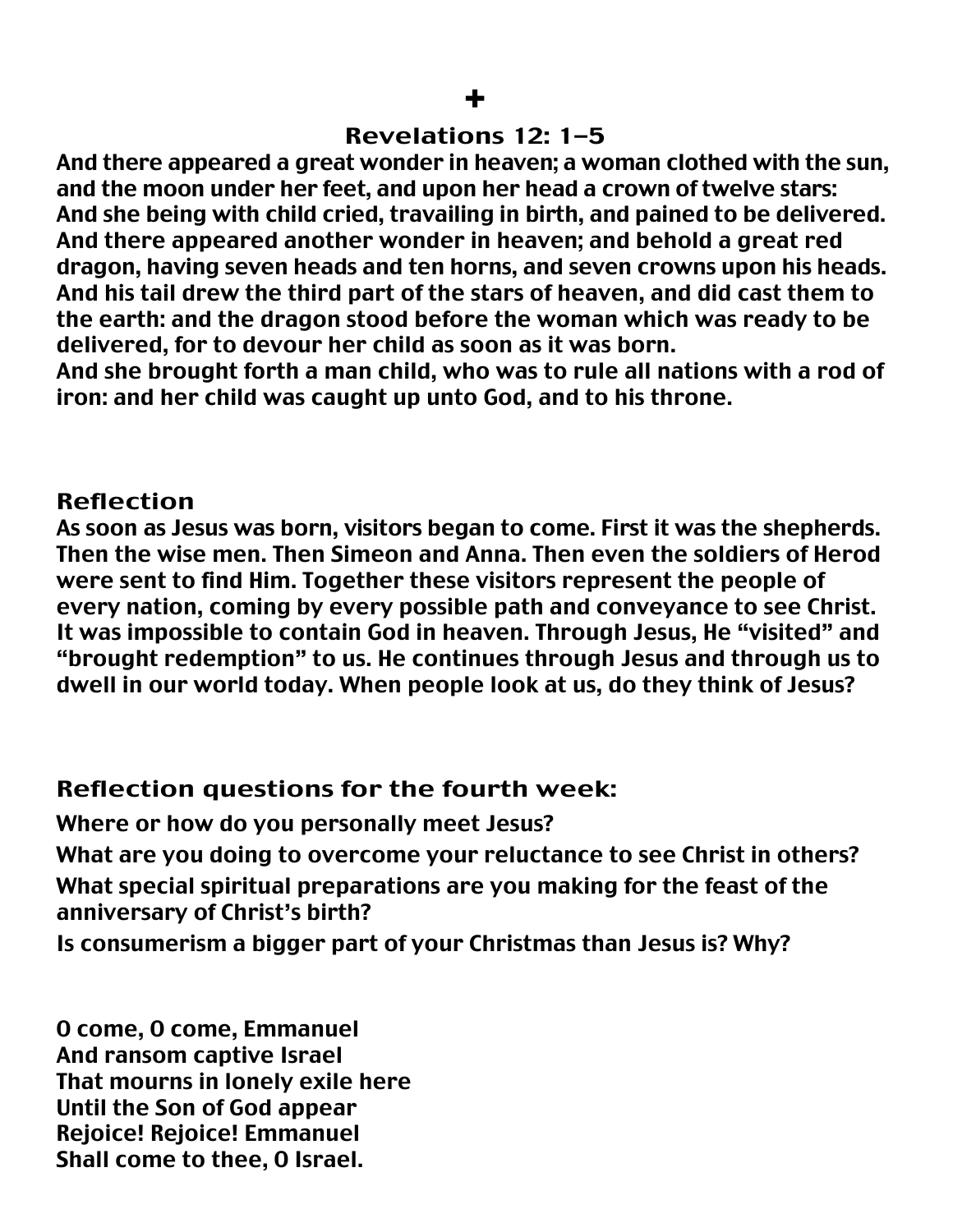✚

## Revelations 12: 1–5

**And there appeared a great wonder in heaven; a woman clothed with the sun, and the moon under her feet, and upon her head a crown of twelve stars: And she being with child cried, travailing in birth, and pained to be delivered. And there appeared another wonder in heaven; and behold a great red dragon, having seven heads and ten horns, and seven crowns upon his heads. And his tail drew the third part of the stars of heaven, and did cast them to the earth: and the dragon stood before the woman which was ready to be delivered, for to devour her child as soon as it was born.**
**And she brought forth a man child, who was to rule all nations with a rod of iron: and her child was caught up unto God, and to his throne.**

## Reflection

**As soon as Jesus was born, visitors began to come. First it was the shepherds. Then the wise men. Then Simeon and Anna. Then even the soldiers of Herod were sent to find Him. Together these visitors represent the people of every nation, coming by every possible path and conveyance to see Christ. It was impossible to contain God in heaven. Through Jesus, He "visited" and "brought redemption" to us. He continues through Jesus and through us to dwell in our world today. When people look at us, do they think of Jesus?**

## Reflection questions for the fourth week:

**Where or how do you personally meet Jesus?**

**What are you doing to overcome your reluctance to see Christ in others?**

**What special spiritual preparations are you making for the feast of the anniversary of Christ's birth?**

**Is consumerism a bigger part of your Christmas than Jesus is? Why?**

**O come, O come, Emmanuel**
**And ransom captive Israel**
**That mourns in lonely exile here**
**Until the Son of God appear**
**Rejoice! Rejoice! Emmanuel**
**Shall come to thee, O Israel.**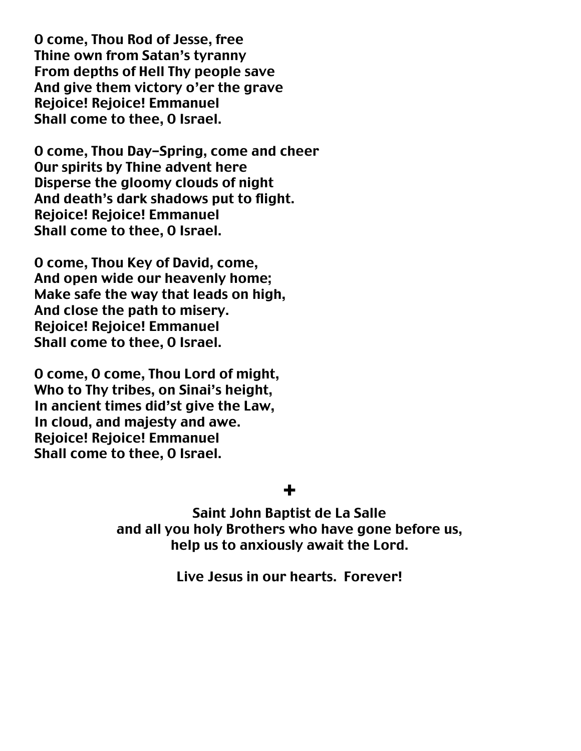**O come, Thou Rod of Jesse, free**
**Thine own from Satan's tyranny**
**From depths of Hell Thy people save**
**And give them victory o'er the grave**
**Rejoice! Rejoice! Emmanuel**
**Shall come to thee, O Israel.**

**O come, Thou Day-Spring, come and cheer**
**Our spirits by Thine advent here**
**Disperse the gloomy clouds of night**
**And death's dark shadows put to flight.**
**Rejoice! Rejoice! Emmanuel**
**Shall come to thee, O Israel.**

**O come, Thou Key of David, come,**
**And open wide our heavenly home;**
**Make safe the way that leads on high,**
**And close the path to misery.**
**Rejoice! Rejoice! Emmanuel**
**Shall come to thee, O Israel.**

**O come, O come, Thou Lord of might,**
**Who to Thy tribes, on Sinai's height,**
**In ancient times did'st give the Law,**
**In cloud, and majesty and awe.**
**Rejoice! Rejoice! Emmanuel**
**Shall come to thee, O Israel.**

**+**

**Saint John Baptist de La Salle**
**and all you holy Brothers who have gone before us,**
**help us to anxiously await the Lord.**

**Live Jesus in our hearts. Forever!**